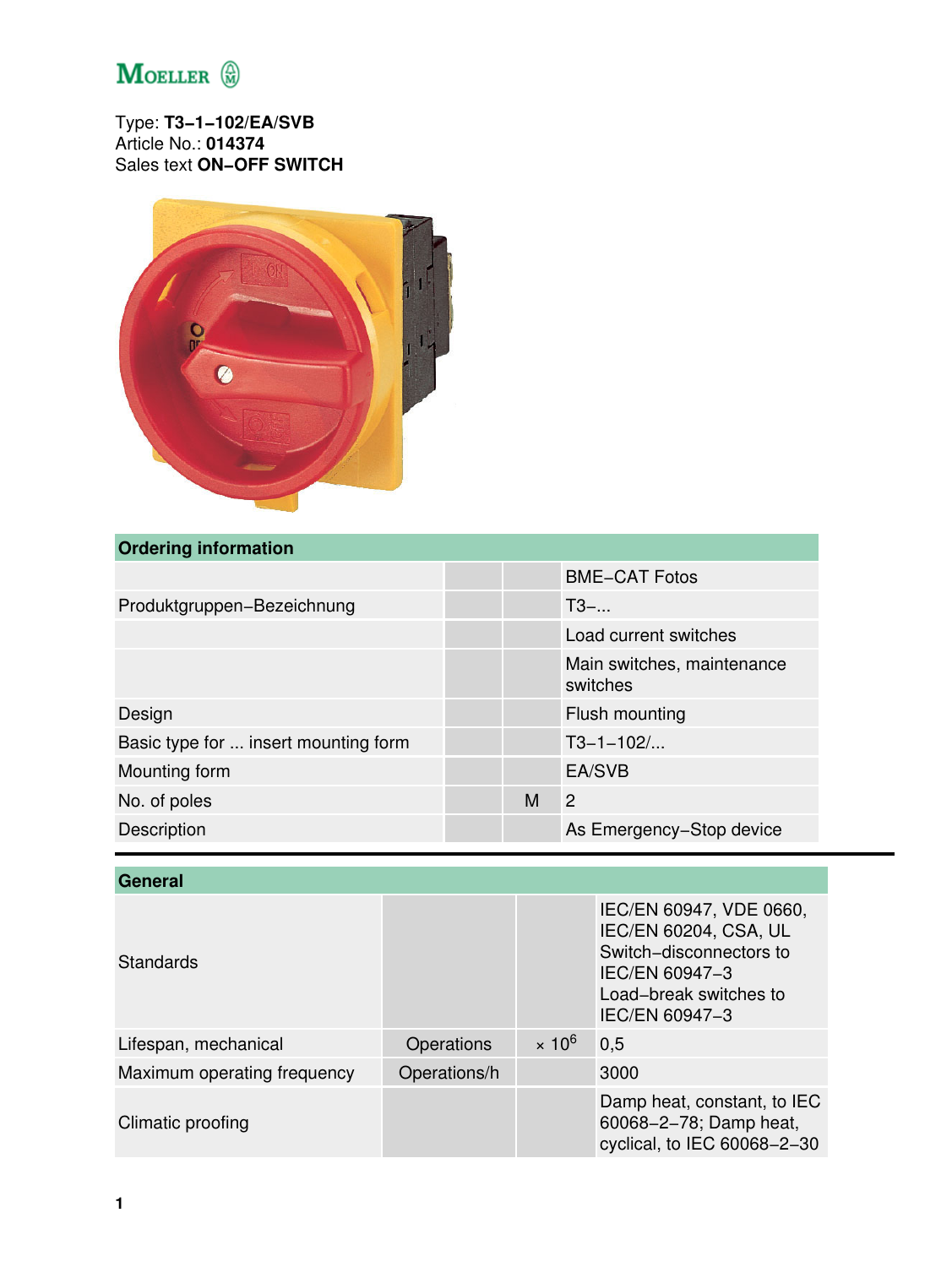Type: **T3–1–102/EA/SVB**
Article No.: **014374**
Sales text **ON–OFF SWITCH**

| Ordering information | | | |
|---|---|---|---|
| | | | BME–CAT Fotos |
| Produktgruppen–Bezeichnung | | | T3–... |
| | | | Load current switches |
| | | | Main switches, maintenance switches |
| Design | | | Flush mounting |
| Basic type for ... insert mounting form | | | T3–1–102/... |
| Mounting form | | | EA/SVB |
| No. of poles | | M | 2 |
| Description | | | As Emergency–Stop device |

| General | | | |
|---|---|---|---|
| Standards | | | IEC/EN 60947, VDE 0660, IEC/EN 60204, CSA, UL Switch–disconnectors to IEC/EN 60947–3 Load–break switches to IEC/EN 60947–3 |
| Lifespan, mechanical | Operations | $\times 10^6$ | 0,5 |
| Maximum operating frequency | Operations/h | | 3000 |
| Climatic proofing | | | Damp heat, constant, to IEC 60068–2–78; Damp heat, cyclical, to IEC 60068–2–30 |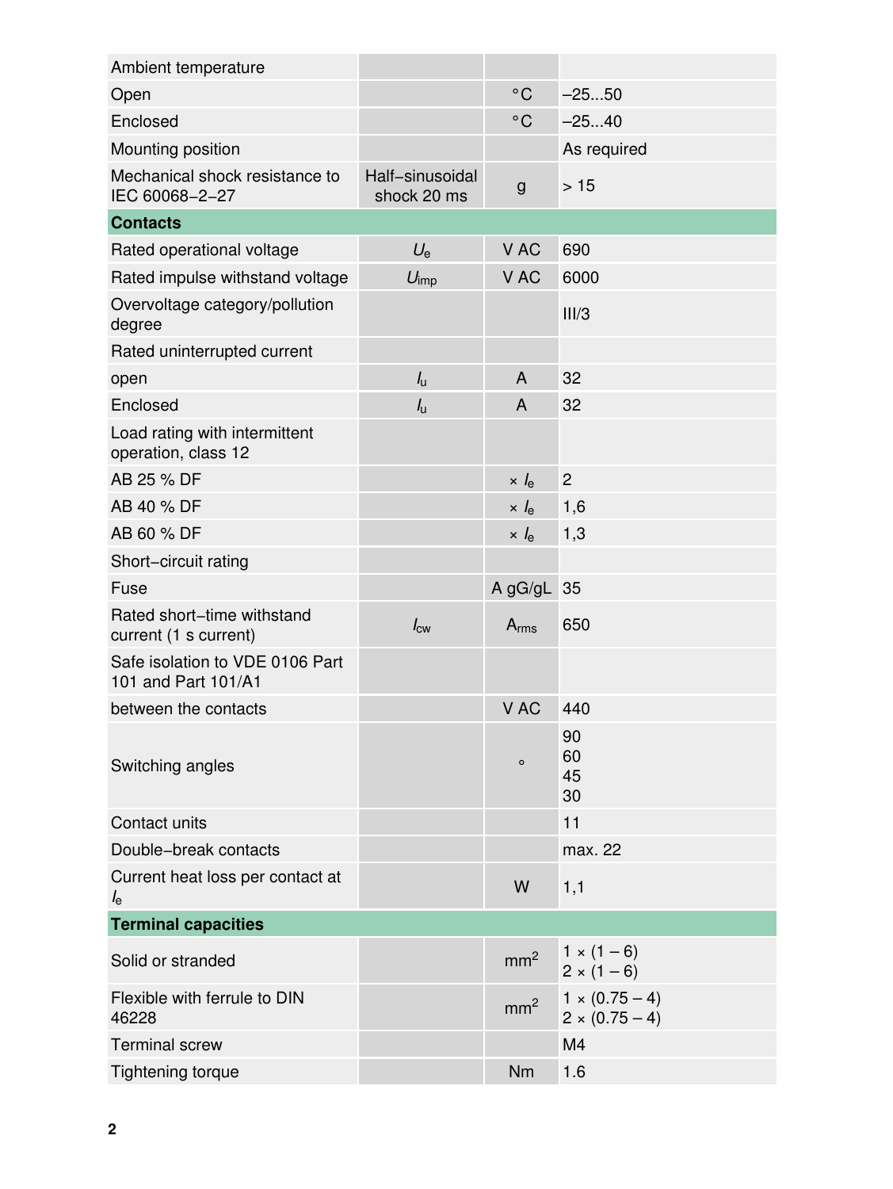| | | | |
|---|---|---|---|
| Ambient temperature | | | |
| Open | | °C | –25...50 |
| Enclosed | | °C | –25...40 |
| Mounting position | | | As required |
| Mechanical shock resistance to IEC 60068–2–27 | Half–sinusoidal shock 20 ms | g | > 15 |
| **Contacts** | | | |
| Rated operational voltage | $U_e$ | V AC | 690 |
| Rated impulse withstand voltage | $U_{imp}$ | V AC | 6000 |
| Overvoltage category/pollution degree | | | III/3 |
| Rated uninterrupted current | | | |
| open | $I_u$ | A | 32 |
| Enclosed | $I_u$ | A | 32 |
| Load rating with intermittent operation, class 12 | | | |
| AB 25 % DF | | $\times I_e$ | 2 |
| AB 40 % DF | | $\times I_e$ | 1,6 |
| AB 60 % DF | | $\times I_e$ | 1,3 |
| Short–circuit rating | | | |
| Fuse | | A gG/gL | 35 |
| Rated short–time withstand current (1 s current) | $I_{cw}$ | $A_{rms}$ | 650 |
| Safe isolation to VDE 0106 Part 101 and Part 101/A1 | | | |
| between the contacts | | V AC | 440 |
| Switching angles | | ° | 90<br>60<br>45<br>30 |
| Contact units | | | 11 |
| Double–break contacts | | | max. 22 |
| Current heat loss per contact at $I_e$ | | W | 1,1 |
| **Terminal capacities** | | | |
| Solid or stranded | | $mm^2$ | 1 × (1 – 6)<br>2 × (1 – 6) |
| Flexible with ferrule to DIN 46228 | | $mm^2$ | 1 × (0.75 – 4)<br>2 × (0.75 – 4) |
| Terminal screw | | | M4 |
| Tightening torque | | Nm | 1.6 |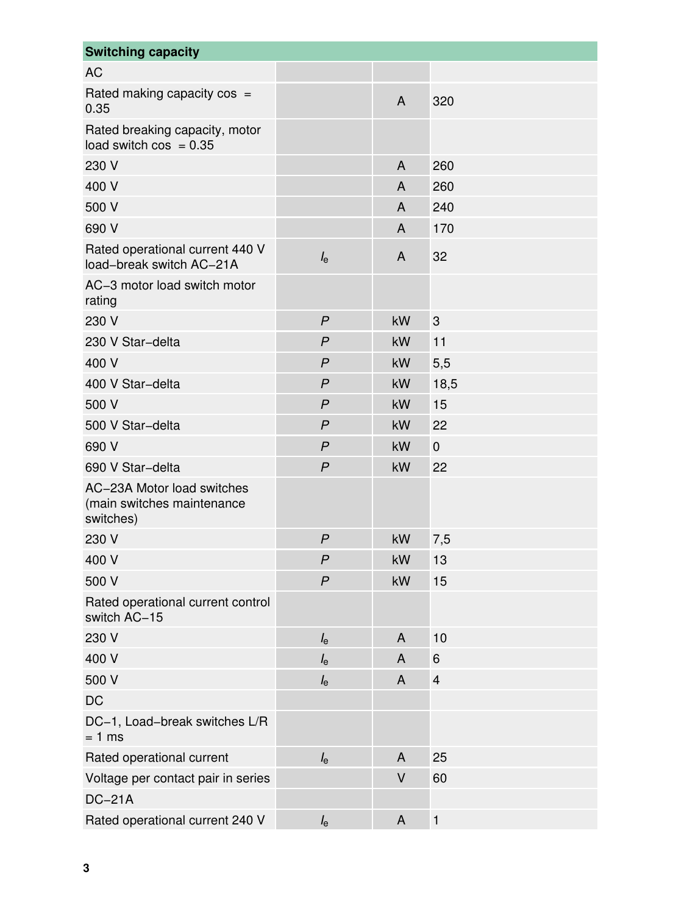| Switching capacity | | | |
|---|---|---|---|
| AC | | | |
| Rated making capacity cos  = 0.35 | | A | 320 |
| Rated breaking capacity, motor load switch cos  = 0.35 | | | |
| 230 V | | A | 260 |
| 400 V | | A | 260 |
| 500 V | | A | 240 |
| 690 V | | A | 170 |
| Rated operational current 440 V load−break switch AC−21A | $I_e$ | A | 32 |
| AC−3 motor load switch motor rating | | | |
| 230 V | $P$ | kW | 3 |
| 230 V Star−delta | $P$ | kW | 11 |
| 400 V | $P$ | kW | 5,5 |
| 400 V Star−delta | $P$ | kW | 18,5 |
| 500 V | $P$ | kW | 15 |
| 500 V Star−delta | $P$ | kW | 22 |
| 690 V | $P$ | kW | 0 |
| 690 V Star−delta | $P$ | kW | 22 |
| AC−23A Motor load switches (main switches maintenance switches) | | | |
| 230 V | $P$ | kW | 7,5 |
| 400 V | $P$ | kW | 13 |
| 500 V | $P$ | kW | 15 |
| Rated operational current control switch AC−15 | | | |
| 230 V | $I_e$ | A | 10 |
| 400 V | $I_e$ | A | 6 |
| 500 V | $I_e$ | A | 4 |
| DC | | | |
| DC−1, Load−break switches L/R = 1 ms | | | |
| Rated operational current | $I_e$ | A | 25 |
| Voltage per contact pair in series | | V | 60 |
| DC−21A | | | |
| Rated operational current 240 V | $I_e$ | A | 1 |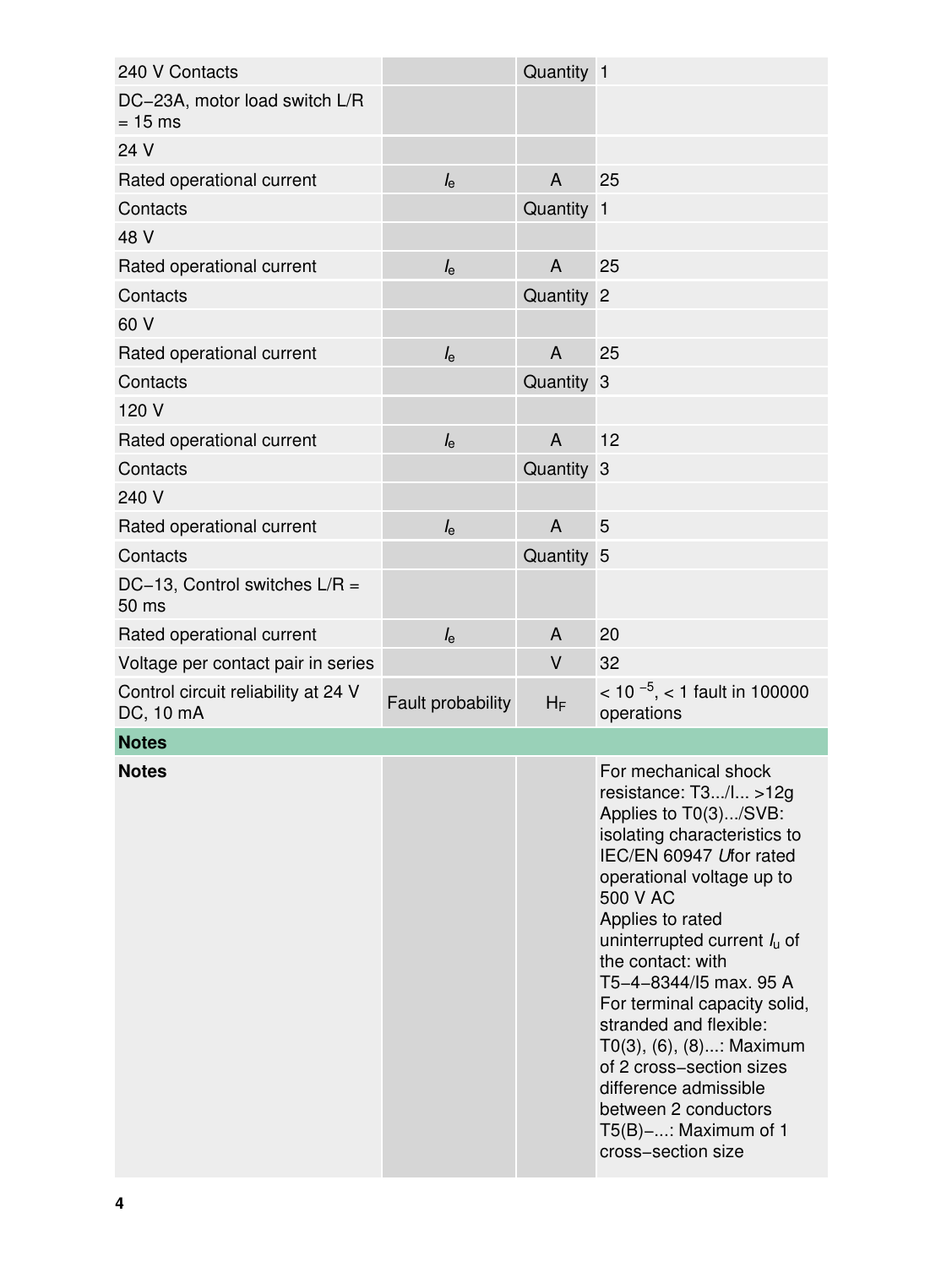| | | | |
|---|---|---|---|
| 240 V Contacts | | Quantity | 1 |
| DC−23A, motor load switch L/R = 15 ms | | | |
| 24 V | | | |
| Rated operational current | $I_e$ | A | 25 |
| Contacts | | Quantity | 1 |
| 48 V | | | |
| Rated operational current | $I_e$ | A | 25 |
| Contacts | | Quantity | 2 |
| 60 V | | | |
| Rated operational current | $I_e$ | A | 25 |
| Contacts | | Quantity | 3 |
| 120 V | | | |
| Rated operational current | $I_e$ | A | 12 |
| Contacts | | Quantity | 3 |
| 240 V | | | |
| Rated operational current | $I_e$ | A | 5 |
| Contacts | | Quantity | 5 |
| DC−13, Control switches L/R = 50 ms | | | |
| Rated operational current | $I_e$ | A | 20 |
| Voltage per contact pair in series | | V | 32 |
| Control circuit reliability at 24 V DC, 10 mA | Fault probability | $H_F$ | < $10^{-5}$, < 1 fault in 100000 operations |
| **Notes** | | | |
| **Notes** | | | For mechanical shock resistance: T3.../I... >12g Applies to T0(3).../SVB: isolating characteristics to IEC/EN 60947 *U*for rated operational voltage up to 500 V AC Applies to rated uninterrupted current $I_u$ of the contact: with T5−4−8344/I5 max. 95 A For terminal capacity solid, stranded and flexible: T0(3), (6), (8)...: Maximum of 2 cross−section sizes difference admissible between 2 conductors T5(B)−...: Maximum of 1 cross−section size |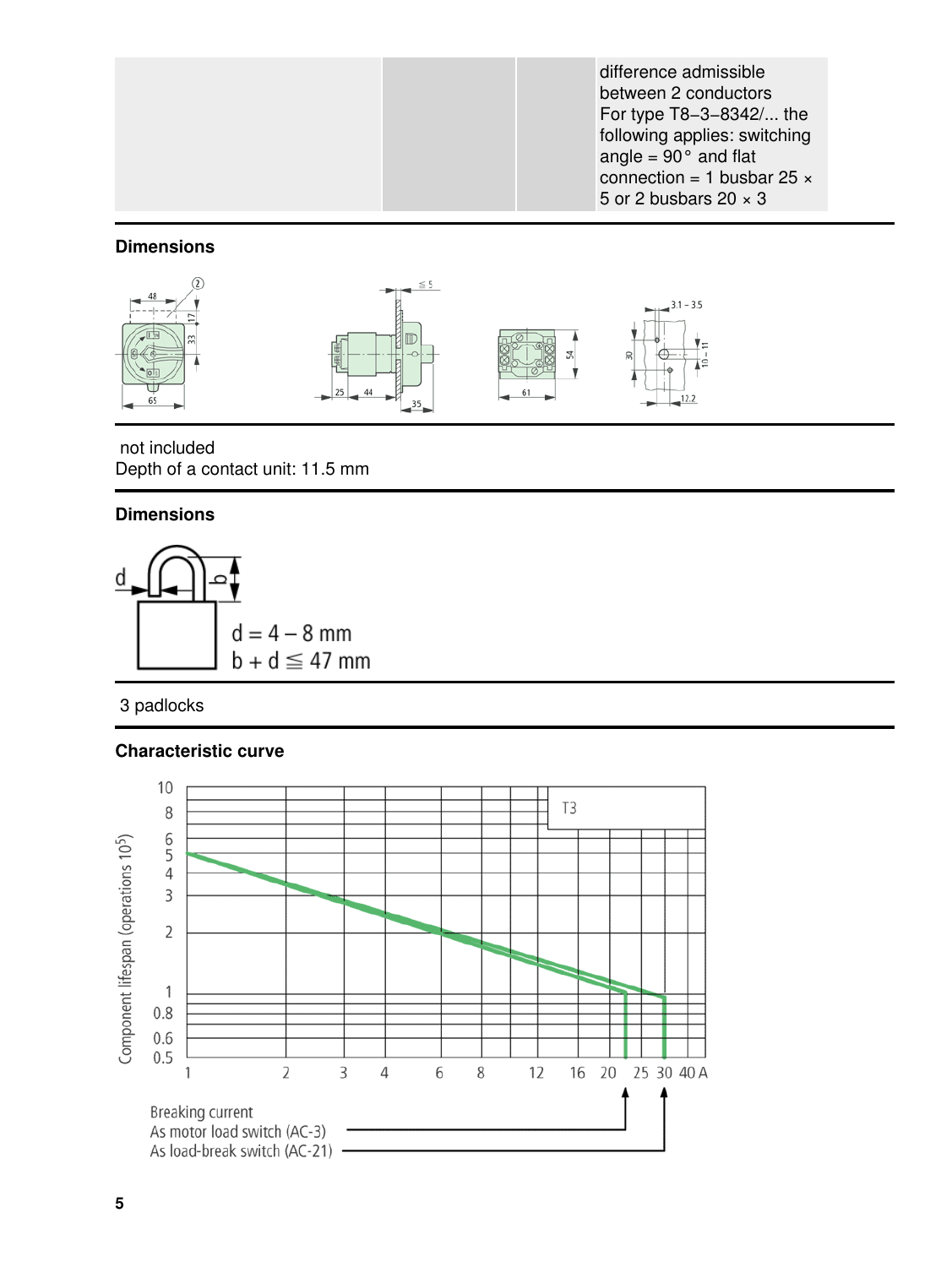| | | | difference admissible between 2 conductors For type T8–3–8342/... the following applies: switching angle = 90° and flat connection = 1 busbar 25 × 5 or 2 busbars 20 × 3 |
|---|---|---|---|

## Dimensions

not included
Depth of a contact unit: 11.5 mm

## Dimensions

d = 4 – 8 mm
b + d ≦ 47 mm

3 padlocks

## Characteristic curve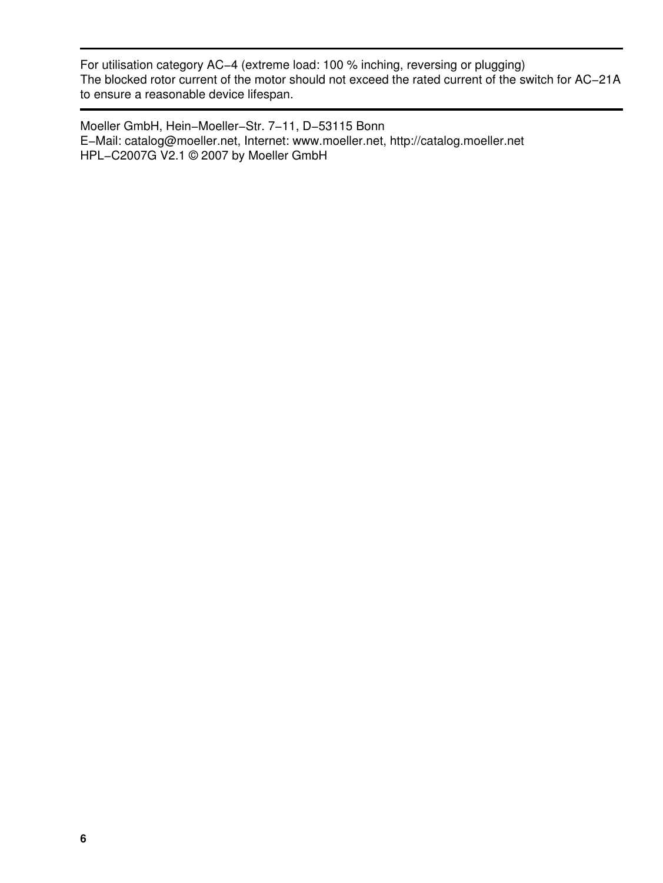For utilisation category AC−4 (extreme load: 100 % inching, reversing or plugging)
The blocked rotor current of the motor should not exceed the rated current of the switch for AC−21A to ensure a reasonable device lifespan.

---

Moeller GmbH, Hein−Moeller−Str. 7−11, D−53115 Bonn
E−Mail: catalog@moeller.net, Internet: www.moeller.net, http://catalog.moeller.net
HPL−C2007G V2.1 © 2007 by Moeller GmbH